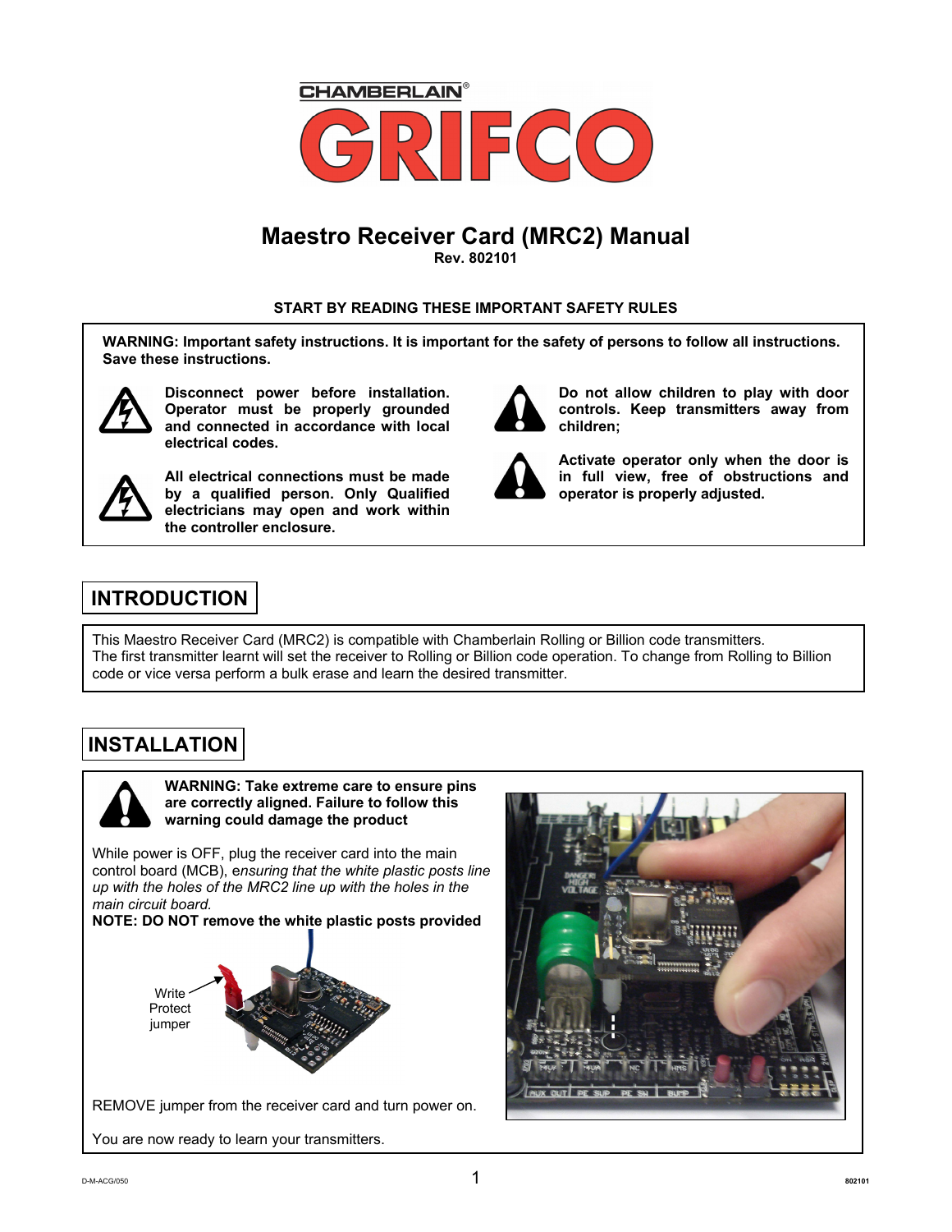CHAMBERLAIN®

# GRIFCO

## Maestro Receiver Card (MRC2) Manual

**Rev. 802101**

**START BY READING THESE IMPORTANT SAFETY RULES**

**WARNING: Important safety instructions. It is important for the safety of persons to follow all instructions. Save these instructions.**

**Disconnect power before installation. Operator must be properly grounded and connected in accordance with local electrical codes.**

**All electrical connections must be made by a qualified person. Only Qualified electricians may open and work within the controller enclosure.**

**Do not allow children to play with door controls. Keep transmitters away from children;**

**Activate operator only when the door is in full view, free of obstructions and operator is properly adjusted.**

## INTRODUCTION

This Maestro Receiver Card (MRC2) is compatible with Chamberlain Rolling or Billion code transmitters.
The first transmitter learnt will set the receiver to Rolling or Billion code operation. To change from Rolling to Billion code or vice versa perform a bulk erase and learn the desired transmitter.

## INSTALLATION

**WARNING: Take extreme care to ensure pins are correctly aligned. Failure to follow this warning could damage the product**

While power is OFF, plug the receiver card into the main control board (MCB), e*nsuring that the white plastic posts line up with the holes of the MRC2 line up with the holes in the main circuit board.*

**NOTE: DO NOT remove the white plastic posts provided**

Write Protect jumper

REMOVE jumper from the receiver card and turn power on.

You are now ready to learn your transmitters.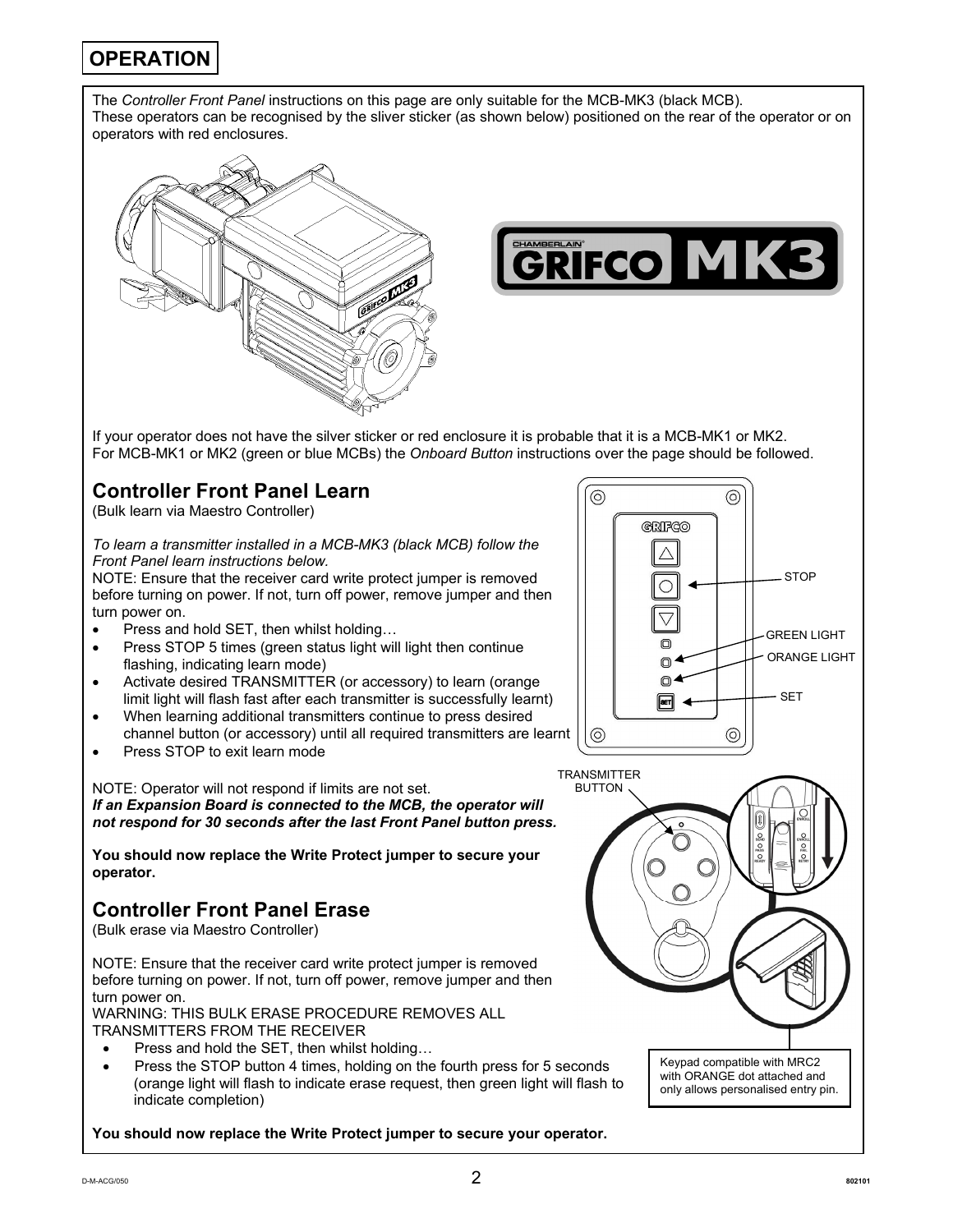# OPERATION

The *Controller Front Panel* instructions on this page are only suitable for the MCB-MK3 (black MCB).
These operators can be recognised by the sliver sticker (as shown below) positioned on the rear of the operator or on operators with red enclosures.

If your operator does not have the silver sticker or red enclosure it is probable that it is a MCB-MK1 or MK2.
For MCB-MK1 or MK2 (green or blue MCBs) the *Onboard Button* instructions over the page should be followed.

## Controller Front Panel Learn

(Bulk learn via Maestro Controller)

*To learn a transmitter installed in a MCB-MK3 (black MCB) follow the Front Panel learn instructions below.*

NOTE: Ensure that the receiver card write protect jumper is removed before turning on power. If not, turn off power, remove jumper and then turn power on.

- Press and hold SET, then whilst holding…
- Press STOP 5 times (green status light will light then continue flashing, indicating learn mode)
- Activate desired TRANSMITTER (or accessory) to learn (orange limit light will flash fast after each transmitter is successfully learnt)
- When learning additional transmitters continue to press desired channel button (or accessory) until all required transmitters are learnt
- Press STOP to exit learn mode

STOP
GREEN LIGHT
ORANGE LIGHT
SET

NOTE: Operator will not respond if limits are not set.
***If an Expansion Board is connected to the MCB, the operator will not respond for 30 seconds after the last Front Panel button press.***

**You should now replace the Write Protect jumper to secure your operator.**

TRANSMITTER BUTTON

## Controller Front Panel Erase

(Bulk erase via Maestro Controller)

NOTE: Ensure that the receiver card write protect jumper is removed before turning on power. If not, turn off power, remove jumper and then turn power on.
WARNING: THIS BULK ERASE PROCEDURE REMOVES ALL TRANSMITTERS FROM THE RECEIVER

- Press and hold the SET, then whilst holding…
- Press the STOP button 4 times, holding on the fourth press for 5 seconds (orange light will flash to indicate erase request, then green light will flash to indicate completion)

Keypad compatible with MRC2 with ORANGE dot attached and only allows personalised entry pin.

**You should now replace the Write Protect jumper to secure your operator.**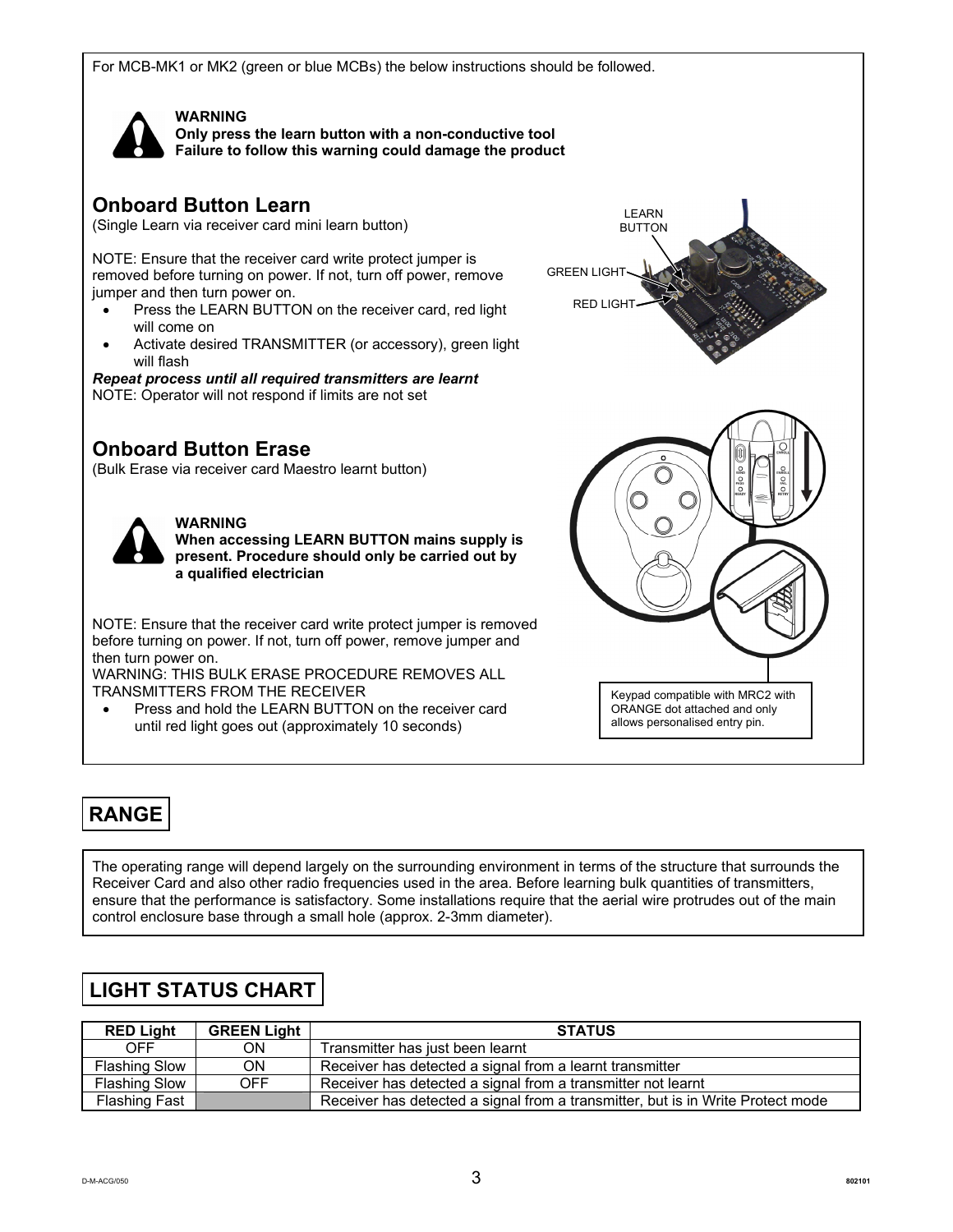For MCB-MK1 or MK2 (green or blue MCBs) the below instructions should be followed.

**WARNING**
**Only press the learn button with a non-conductive tool**
**Failure to follow this warning could damage the product**

## Onboard Button Learn

(Single Learn via receiver card mini learn button)

NOTE: Ensure that the receiver card write protect jumper is removed before turning on power. If not, turn off power, remove jumper and then turn power on.

- Press the LEARN BUTTON on the receiver card, red light will come on
- Activate desired TRANSMITTER (or accessory), green light will flash

***Repeat process until all required transmitters are learnt***
NOTE: Operator will not respond if limits are not set

LEARN BUTTON
GREEN LIGHT
RED LIGHT

## Onboard Button Erase

(Bulk Erase via receiver card Maestro learnt button)

**WARNING**
**When accessing LEARN BUTTON mains supply is present. Procedure should only be carried out by a qualified electrician**

NOTE: Ensure that the receiver card write protect jumper is removed before turning on power. If not, turn off power, remove jumper and then turn power on.
WARNING: THIS BULK ERASE PROCEDURE REMOVES ALL TRANSMITTERS FROM THE RECEIVER

- Press and hold the LEARN BUTTON on the receiver card until red light goes out (approximately 10 seconds)

Keypad compatible with MRC2 with ORANGE dot attached and only allows personalised entry pin.

## RANGE

The operating range will depend largely on the surrounding environment in terms of the structure that surrounds the Receiver Card and also other radio frequencies used in the area. Before learning bulk quantities of transmitters, ensure that the performance is satisfactory. Some installations require that the aerial wire protrudes out of the main control enclosure base through a small hole (approx. 2-3mm diameter).

## LIGHT STATUS CHART

| RED Light | GREEN Light | STATUS |
|---|---|---|
| OFF | ON | Transmitter has just been learnt |
| Flashing Slow | ON | Receiver has detected a signal from a learnt transmitter |
| Flashing Slow | OFF | Receiver has detected a signal from a transmitter not learnt |
| Flashing Fast | | Receiver has detected a signal from a transmitter, but is in Write Protect mode |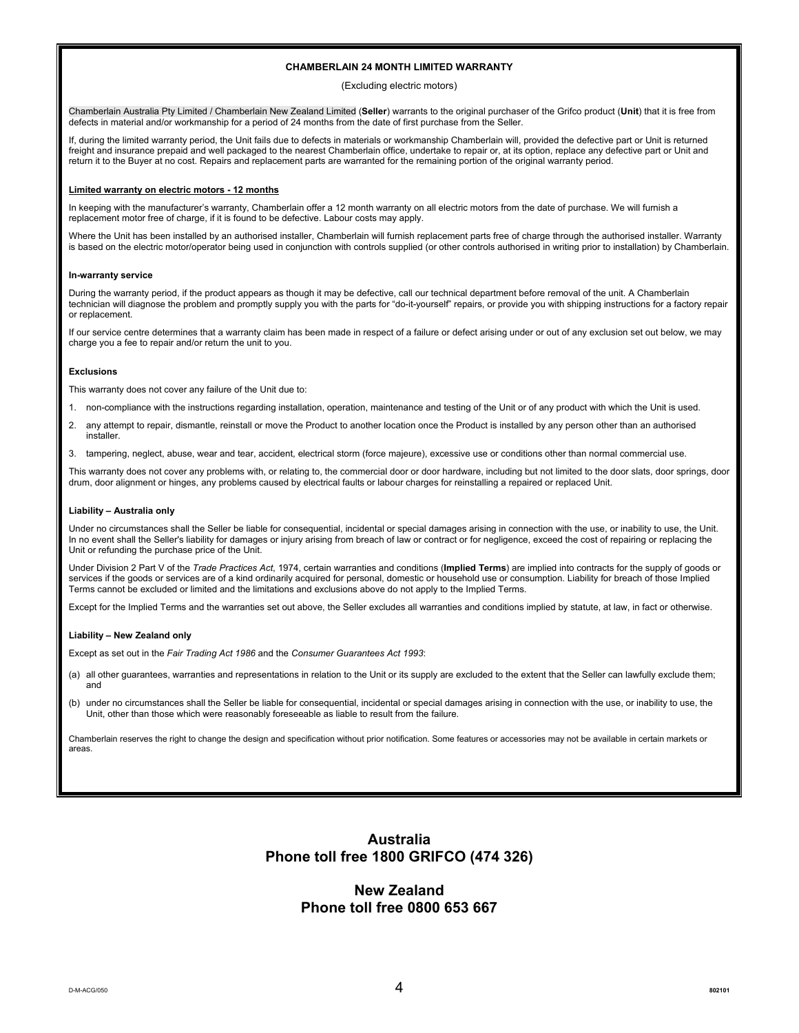## CHAMBERLAIN 24 MONTH LIMITED WARRANTY

(Excluding electric motors)

Chamberlain Australia Pty Limited / Chamberlain New Zealand Limited (**Seller**) warrants to the original purchaser of the Grifco product (**Unit**) that it is free from defects in material and/or workmanship for a period of 24 months from the date of first purchase from the Seller.

If, during the limited warranty period, the Unit fails due to defects in materials or workmanship Chamberlain will, provided the defective part or Unit is returned freight and insurance prepaid and well packaged to the nearest Chamberlain office, undertake to repair or, at its option, replace any defective part or Unit and return it to the Buyer at no cost. Repairs and replacement parts are warranted for the remaining portion of the original warranty period.

**Limited warranty on electric motors - 12 months**

In keeping with the manufacturer's warranty, Chamberlain offer a 12 month warranty on all electric motors from the date of purchase. We will furnish a replacement motor free of charge, if it is found to be defective. Labour costs may apply.

Where the Unit has been installed by an authorised installer, Chamberlain will furnish replacement parts free of charge through the authorised installer. Warranty is based on the electric motor/operator being used in conjunction with controls supplied (or other controls authorised in writing prior to installation) by Chamberlain.

**In-warranty service**

During the warranty period, if the product appears as though it may be defective, call our technical department before removal of the unit. A Chamberlain technician will diagnose the problem and promptly supply you with the parts for "do-it-yourself" repairs, or provide you with shipping instructions for a factory repair or replacement.

If our service centre determines that a warranty claim has been made in respect of a failure or defect arising under or out of any exclusion set out below, we may charge you a fee to repair and/or return the unit to you.

**Exclusions**

This warranty does not cover any failure of the Unit due to:

1. non-compliance with the instructions regarding installation, operation, maintenance and testing of the Unit or of any product with which the Unit is used.
2. any attempt to repair, dismantle, reinstall or move the Product to another location once the Product is installed by any person other than an authorised installer.
3. tampering, neglect, abuse, wear and tear, accident, electrical storm (force majeure), excessive use or conditions other than normal commercial use.

This warranty does not cover any problems with, or relating to, the commercial door or door hardware, including but not limited to the door slats, door springs, door drum, door alignment or hinges, any problems caused by electrical faults or labour charges for reinstalling a repaired or replaced Unit.

**Liability – Australia only**

Under no circumstances shall the Seller be liable for consequential, incidental or special damages arising in connection with the use, or inability to use, the Unit. In no event shall the Seller's liability for damages or injury arising from breach of law or contract or for negligence, exceed the cost of repairing or replacing the Unit or refunding the purchase price of the Unit.

Under Division 2 Part V of the *Trade Practices Act*, 1974, certain warranties and conditions (**Implied Terms**) are implied into contracts for the supply of goods or services if the goods or services are of a kind ordinarily acquired for personal, domestic or household use or consumption. Liability for breach of those Implied Terms cannot be excluded or limited and the limitations and exclusions above do not apply to the Implied Terms.

Except for the Implied Terms and the warranties set out above, the Seller excludes all warranties and conditions implied by statute, at law, in fact or otherwise.

**Liability – New Zealand only**

Except as set out in the *Fair Trading Act 1986* and the *Consumer Guarantees Act 1993*:

(a) all other guarantees, warranties and representations in relation to the Unit or its supply are excluded to the extent that the Seller can lawfully exclude them; and

(b) under no circumstances shall the Seller be liable for consequential, incidental or special damages arising in connection with the use, or inability to use, the Unit, other than those which were reasonably foreseeable as liable to result from the failure.

Chamberlain reserves the right to change the design and specification without prior notification. Some features or accessories may not be available in certain markets or areas.

**Australia**
**Phone toll free 1800 GRIFCO (474 326)**

**New Zealand**
**Phone toll free 0800 653 667**

D-M-ACG/050

802101